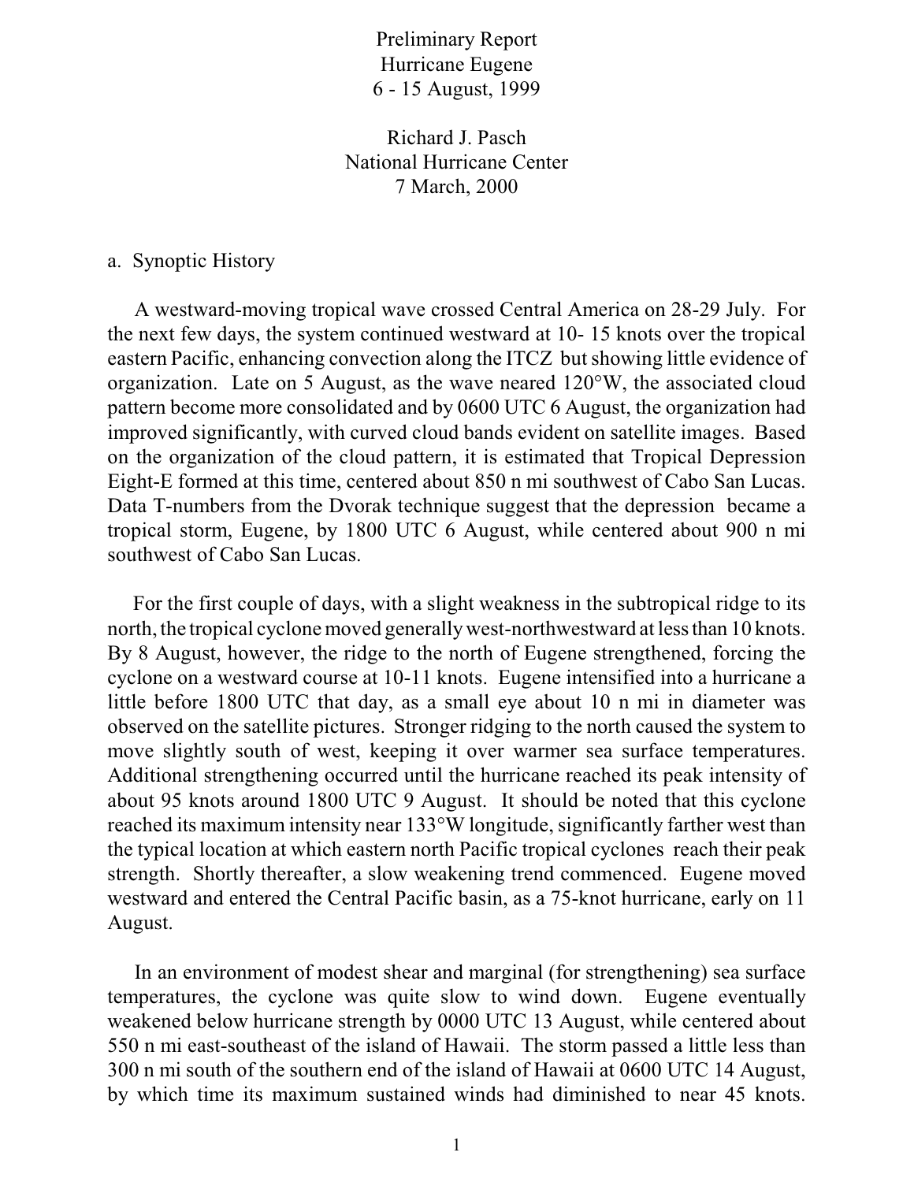# Preliminary Report
## Hurricane Eugene
### 6 - 15 August, 1999

Richard J. Pasch
National Hurricane Center
7 March, 2000

## a. Synoptic History

A westward-moving tropical wave crossed Central America on 28-29 July. For the next few days, the system continued westward at 10- 15 knots over the tropical eastern Pacific, enhancing convection along the ITCZ but showing little evidence of organization. Late on 5 August, as the wave neared 120°W, the associated cloud pattern become more consolidated and by 0600 UTC 6 August, the organization had improved significantly, with curved cloud bands evident on satellite images. Based on the organization of the cloud pattern, it is estimated that Tropical Depression Eight-E formed at this time, centered about 850 n mi southwest of Cabo San Lucas. Data T-numbers from the Dvorak technique suggest that the depression became a tropical storm, Eugene, by 1800 UTC 6 August, while centered about 900 n mi southwest of Cabo San Lucas.

For the first couple of days, with a slight weakness in the subtropical ridge to its north, the tropical cyclone moved generally west-northwestward at less than 10 knots. By 8 August, however, the ridge to the north of Eugene strengthened, forcing the cyclone on a westward course at 10-11 knots. Eugene intensified into a hurricane a little before 1800 UTC that day, as a small eye about 10 n mi in diameter was observed on the satellite pictures. Stronger ridging to the north caused the system to move slightly south of west, keeping it over warmer sea surface temperatures. Additional strengthening occurred until the hurricane reached its peak intensity of about 95 knots around 1800 UTC 9 August. It should be noted that this cyclone reached its maximum intensity near 133°W longitude, significantly farther west than the typical location at which eastern north Pacific tropical cyclones reach their peak strength. Shortly thereafter, a slow weakening trend commenced. Eugene moved westward and entered the Central Pacific basin, as a 75-knot hurricane, early on 11 August.

In an environment of modest shear and marginal (for strengthening) sea surface temperatures, the cyclone was quite slow to wind down. Eugene eventually weakened below hurricane strength by 0000 UTC 13 August, while centered about 550 n mi east-southeast of the island of Hawaii. The storm passed a little less than 300 n mi south of the southern end of the island of Hawaii at 0600 UTC 14 August, by which time its maximum sustained winds had diminished to near 45 knots.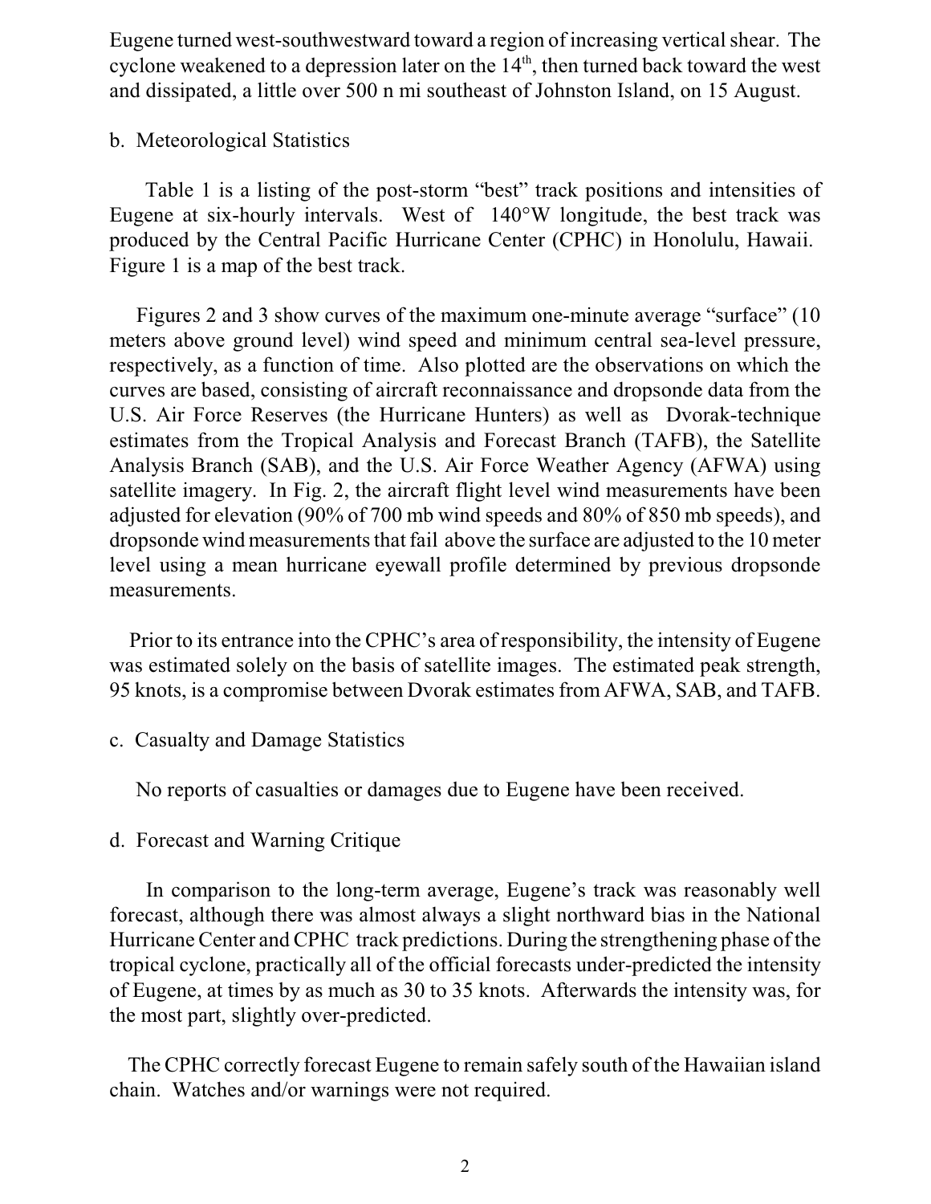Eugene turned west-southwestward toward a region of increasing vertical shear. The cyclone weakened to a depression later on the 14th, then turned back toward the west and dissipated, a little over 500 n mi southeast of Johnston Island, on 15 August.

## b. Meteorological Statistics

Table 1 is a listing of the post-storm "best" track positions and intensities of Eugene at six-hourly intervals. West of 140°W longitude, the best track was produced by the Central Pacific Hurricane Center (CPHC) in Honolulu, Hawaii. Figure 1 is a map of the best track.

Figures 2 and 3 show curves of the maximum one-minute average "surface" (10 meters above ground level) wind speed and minimum central sea-level pressure, respectively, as a function of time. Also plotted are the observations on which the curves are based, consisting of aircraft reconnaissance and dropsonde data from the U.S. Air Force Reserves (the Hurricane Hunters) as well as Dvorak-technique estimates from the Tropical Analysis and Forecast Branch (TAFB), the Satellite Analysis Branch (SAB), and the U.S. Air Force Weather Agency (AFWA) using satellite imagery. In Fig. 2, the aircraft flight level wind measurements have been adjusted for elevation (90% of 700 mb wind speeds and 80% of 850 mb speeds), and dropsonde wind measurements that fail above the surface are adjusted to the 10 meter level using a mean hurricane eyewall profile determined by previous dropsonde measurements.

Prior to its entrance into the CPHC's area of responsibility, the intensity of Eugene was estimated solely on the basis of satellite images. The estimated peak strength, 95 knots, is a compromise between Dvorak estimates from AFWA, SAB, and TAFB.

## c. Casualty and Damage Statistics

No reports of casualties or damages due to Eugene have been received.

## d. Forecast and Warning Critique

In comparison to the long-term average, Eugene's track was reasonably well forecast, although there was almost always a slight northward bias in the National Hurricane Center and CPHC track predictions. During the strengthening phase of the tropical cyclone, practically all of the official forecasts under-predicted the intensity of Eugene, at times by as much as 30 to 35 knots. Afterwards the intensity was, for the most part, slightly over-predicted.

The CPHC correctly forecast Eugene to remain safely south of the Hawaiian island chain. Watches and/or warnings were not required.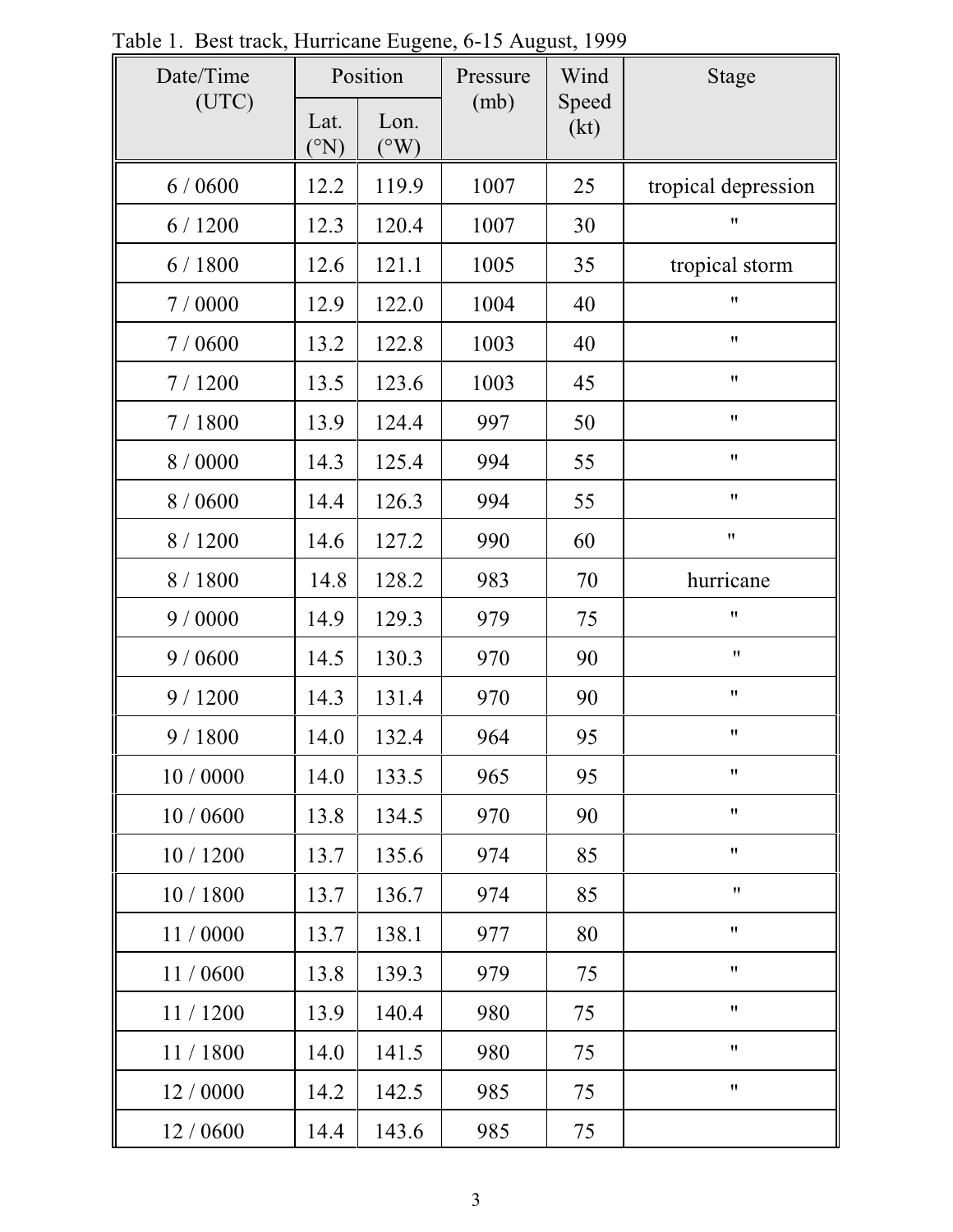Table 1. Best track, Hurricane Eugene, 6-15 August, 1999

| Date/Time (UTC) | Position | | Pressure (mb) | Wind Speed (kt) | Stage |
|---|---|---|---|---|---|
| | Lat. (°N) | Lon. (°W) | | | |
| 6 / 0600 | 12.2 | 119.9 | 1007 | 25 | tropical depression |
| 6 / 1200 | 12.3 | 120.4 | 1007 | 30 | " |
| 6 / 1800 | 12.6 | 121.1 | 1005 | 35 | tropical storm |
| 7 / 0000 | 12.9 | 122.0 | 1004 | 40 | " |
| 7 / 0600 | 13.2 | 122.8 | 1003 | 40 | " |
| 7 / 1200 | 13.5 | 123.6 | 1003 | 45 | " |
| 7 / 1800 | 13.9 | 124.4 | 997 | 50 | " |
| 8 / 0000 | 14.3 | 125.4 | 994 | 55 | " |
| 8 / 0600 | 14.4 | 126.3 | 994 | 55 | " |
| 8 / 1200 | 14.6 | 127.2 | 990 | 60 | " |
| 8 / 1800 | 14.8 | 128.2 | 983 | 70 | hurricane |
| 9 / 0000 | 14.9 | 129.3 | 979 | 75 | " |
| 9 / 0600 | 14.5 | 130.3 | 970 | 90 | " |
| 9 / 1200 | 14.3 | 131.4 | 970 | 90 | " |
| 9 / 1800 | 14.0 | 132.4 | 964 | 95 | " |
| 10 / 0000 | 14.0 | 133.5 | 965 | 95 | " |
| 10 / 0600 | 13.8 | 134.5 | 970 | 90 | " |
| 10 / 1200 | 13.7 | 135.6 | 974 | 85 | " |
| 10 / 1800 | 13.7 | 136.7 | 974 | 85 | " |
| 11 / 0000 | 13.7 | 138.1 | 977 | 80 | " |
| 11 / 0600 | 13.8 | 139.3 | 979 | 75 | " |
| 11 / 1200 | 13.9 | 140.4 | 980 | 75 | " |
| 11 / 1800 | 14.0 | 141.5 | 980 | 75 | " |
| 12 / 0000 | 14.2 | 142.5 | 985 | 75 | " |
| 12 / 0600 | 14.4 | 143.6 | 985 | 75 | |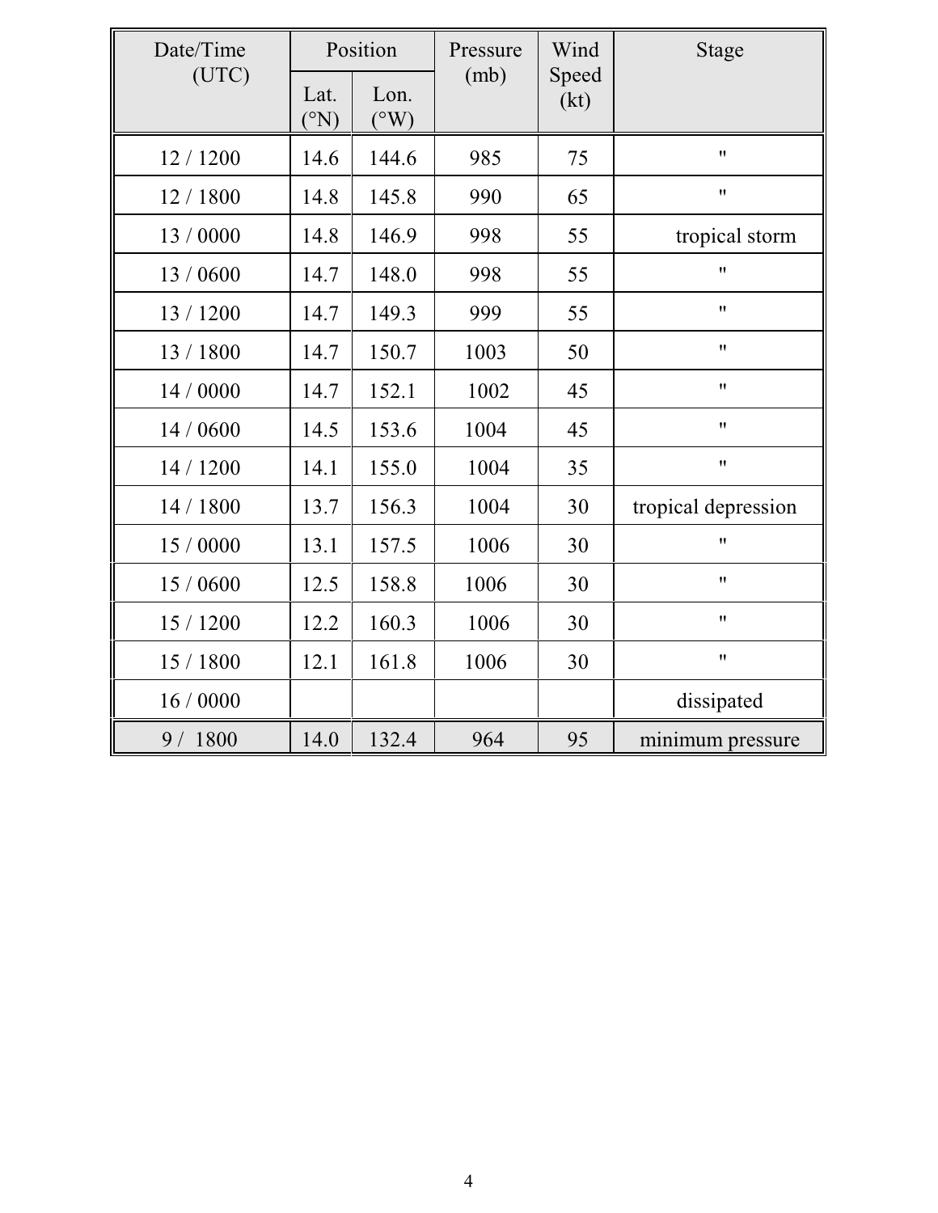| Date/Time (UTC) | Position | | Pressure (mb) | Wind Speed (kt) | Stage |
|---|---|---|---|---|---|
| | Lat. (°N) | Lon. (°W) | | | |
| 12 / 1200 | 14.6 | 144.6 | 985 | 75 | " |
| 12 / 1800 | 14.8 | 145.8 | 990 | 65 | " |
| 13 / 0000 | 14.8 | 146.9 | 998 | 55 | tropical storm |
| 13 / 0600 | 14.7 | 148.0 | 998 | 55 | " |
| 13 / 1200 | 14.7 | 149.3 | 999 | 55 | " |
| 13 / 1800 | 14.7 | 150.7 | 1003 | 50 | " |
| 14 / 0000 | 14.7 | 152.1 | 1002 | 45 | " |
| 14 / 0600 | 14.5 | 153.6 | 1004 | 45 | " |
| 14 / 1200 | 14.1 | 155.0 | 1004 | 35 | " |
| 14 / 1800 | 13.7 | 156.3 | 1004 | 30 | tropical depression |
| 15 / 0000 | 13.1 | 157.5 | 1006 | 30 | " |
| 15 / 0600 | 12.5 | 158.8 | 1006 | 30 | " |
| 15 / 1200 | 12.2 | 160.3 | 1006 | 30 | " |
| 15 / 1800 | 12.1 | 161.8 | 1006 | 30 | " |
| 16 / 0000 | | | | | dissipated |
| 9 / 1800 | 14.0 | 132.4 | 964 | 95 | minimum pressure |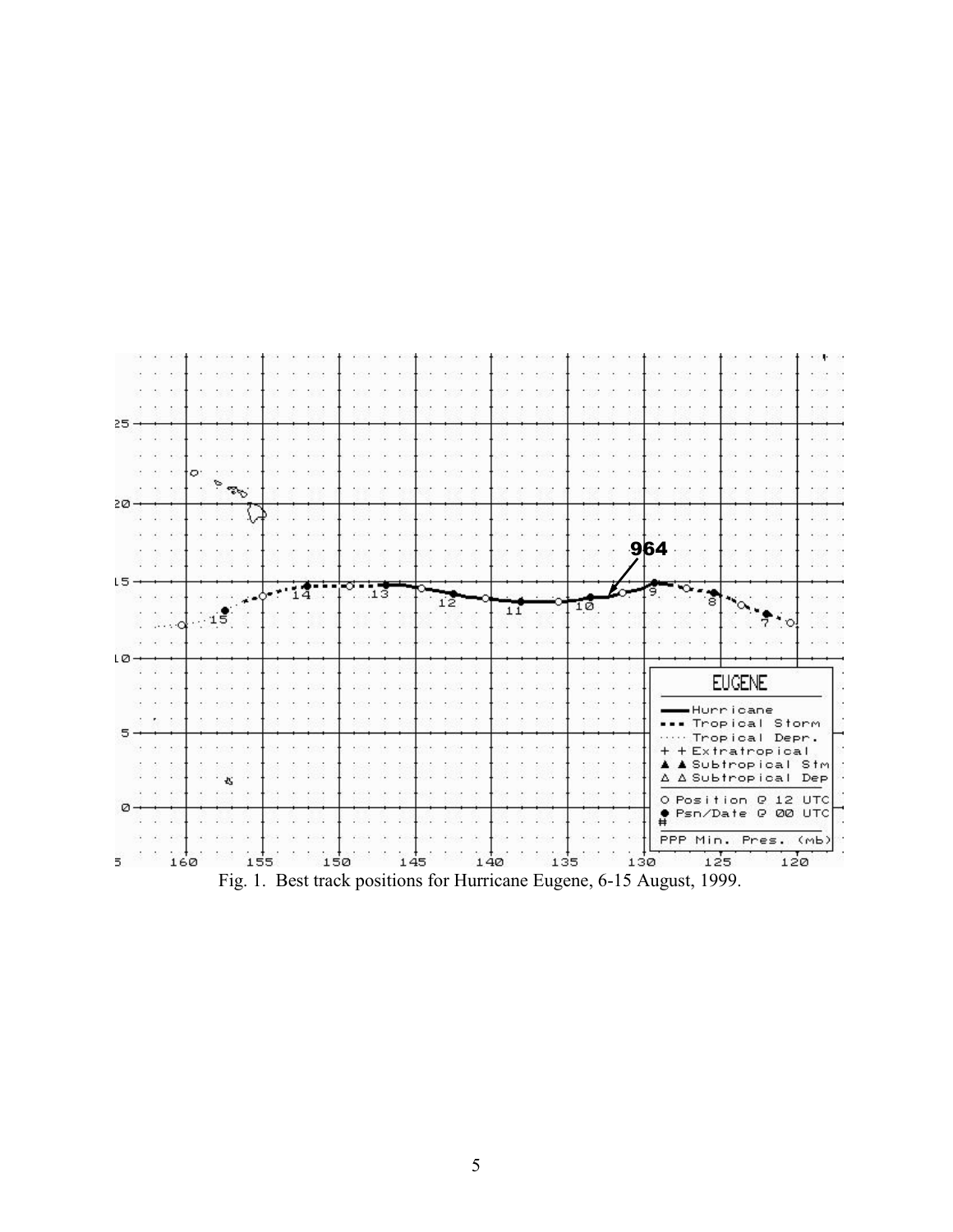Fig. 1. Best track positions for Hurricane Eugene, 6-15 August, 1999.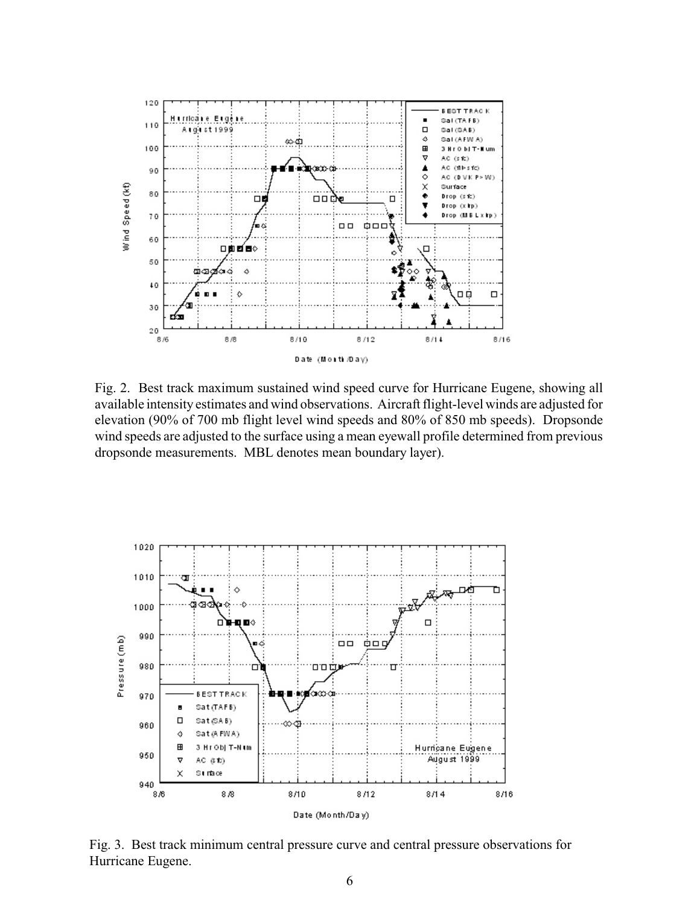Hurricane Eugene
August 1999

BEST TRACK
Sat (TAFB)
Sat (SAB)
Sat (AFWA)
3 Hr Obj T-Num
AC (sfc)
AC (flt>sfc)
AC (DVK P>W)
Surface
Drop (sfc)
Drop (xlrp)
Drop (MBL xlrp)

Wind Speed (kt)

120
110
100
90
80
70
60
50
40
30
20

8/6
8/8
8/10
8/12
8/14
8/16

Date (Month/Day)

Fig. 2. Best track maximum sustained wind speed curve for Hurricane Eugene, showing all available intensity estimates and wind observations. Aircraft flight-level winds are adjusted for elevation (90% of 700 mb flight level wind speeds and 80% of 850 mb speeds). Dropsonde wind speeds are adjusted to the surface using a mean eyewall profile determined from previous dropsonde measurements. MBL denotes mean boundary layer).

Pressure (mb)

1020
1010
1000
990
980
970
960
950
940

BEST TRACK
Sat (TAFB)
Sat (SAB)
Sat (AFWA)
3 Hr Obj T-Num
AC (sfc)
Surface

Hurricane Eugene
August 1999

8/6
8/8
8/10
8/12
8/14
8/16

Date (Month/Day)

Fig. 3. Best track minimum central pressure curve and central pressure observations for Hurricane Eugene.